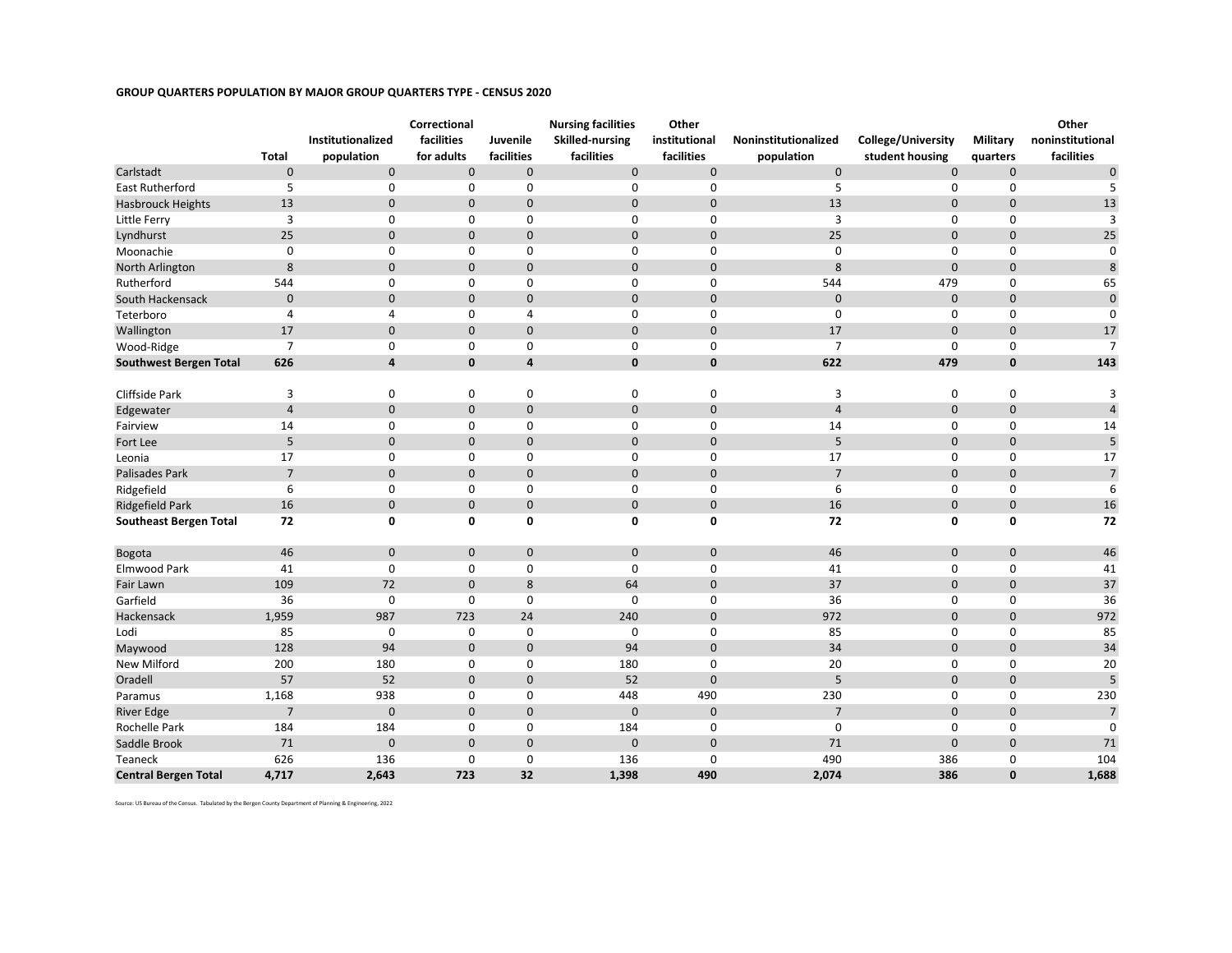**GROUP QUARTERS POPULATION BY MAJOR GROUP QUARTERS TYPE - CENSUS 2020**

| | Total | Institutionalized population | Correctional facilities for adults | Juvenile facilities | Nursing facilities Skilled-nursing facilities | Other institutional facilities | Noninstitutionalized population | College/University student housing | Military quarters | Other noninstitutional facilities |
|---|---|---|---|---|---|---|---|---|---|---|
| Carlstadt | 0 | 0 | 0 | 0 | 0 | 0 | 0 | 0 | 0 | 0 |
| East Rutherford | 5 | 0 | 0 | 0 | 0 | 0 | 5 | 0 | 0 | 5 |
| Hasbrouck Heights | 13 | 0 | 0 | 0 | 0 | 0 | 13 | 0 | 0 | 13 |
| Little Ferry | 3 | 0 | 0 | 0 | 0 | 0 | 3 | 0 | 0 | 3 |
| Lyndhurst | 25 | 0 | 0 | 0 | 0 | 0 | 25 | 0 | 0 | 25 |
| Moonachie | 0 | 0 | 0 | 0 | 0 | 0 | 0 | 0 | 0 | 0 |
| North Arlington | 8 | 0 | 0 | 0 | 0 | 0 | 8 | 0 | 0 | 8 |
| Rutherford | 544 | 0 | 0 | 0 | 0 | 0 | 544 | 479 | 0 | 65 |
| South Hackensack | 0 | 0 | 0 | 0 | 0 | 0 | 0 | 0 | 0 | 0 |
| Teterboro | 4 | 4 | 0 | 4 | 0 | 0 | 0 | 0 | 0 | 0 |
| Wallington | 17 | 0 | 0 | 0 | 0 | 0 | 17 | 0 | 0 | 17 |
| Wood-Ridge | 7 | 0 | 0 | 0 | 0 | 0 | 7 | 0 | 0 | 7 |
| **Southwest Bergen Total** | **626** | **4** | **0** | **4** | **0** | **0** | **622** | **479** | **0** | **143** |
| | | | | | | | | | | |
| Cliffside Park | 3 | 0 | 0 | 0 | 0 | 0 | 3 | 0 | 0 | 3 |
| Edgewater | 4 | 0 | 0 | 0 | 0 | 0 | 4 | 0 | 0 | 4 |
| Fairview | 14 | 0 | 0 | 0 | 0 | 0 | 14 | 0 | 0 | 14 |
| Fort Lee | 5 | 0 | 0 | 0 | 0 | 0 | 5 | 0 | 0 | 5 |
| Leonia | 17 | 0 | 0 | 0 | 0 | 0 | 17 | 0 | 0 | 17 |
| Palisades Park | 7 | 0 | 0 | 0 | 0 | 0 | 7 | 0 | 0 | 7 |
| Ridgefield | 6 | 0 | 0 | 0 | 0 | 0 | 6 | 0 | 0 | 6 |
| Ridgefield Park | 16 | 0 | 0 | 0 | 0 | 0 | 16 | 0 | 0 | 16 |
| **Southeast Bergen Total** | **72** | **0** | **0** | **0** | **0** | **0** | **72** | **0** | **0** | **72** |
| | | | | | | | | | | |
| Bogota | 46 | 0 | 0 | 0 | 0 | 0 | 46 | 0 | 0 | 46 |
| Elmwood Park | 41 | 0 | 0 | 0 | 0 | 0 | 41 | 0 | 0 | 41 |
| Fair Lawn | 109 | 72 | 0 | 8 | 64 | 0 | 37 | 0 | 0 | 37 |
| Garfield | 36 | 0 | 0 | 0 | 0 | 0 | 36 | 0 | 0 | 36 |
| Hackensack | 1,959 | 987 | 723 | 24 | 240 | 0 | 972 | 0 | 0 | 972 |
| Lodi | 85 | 0 | 0 | 0 | 0 | 0 | 85 | 0 | 0 | 85 |
| Maywood | 128 | 94 | 0 | 0 | 94 | 0 | 34 | 0 | 0 | 34 |
| New Milford | 200 | 180 | 0 | 0 | 180 | 0 | 20 | 0 | 0 | 20 |
| Oradell | 57 | 52 | 0 | 0 | 52 | 0 | 5 | 0 | 0 | 5 |
| Paramus | 1,168 | 938 | 0 | 0 | 448 | 490 | 230 | 0 | 0 | 230 |
| River Edge | 7 | 0 | 0 | 0 | 0 | 0 | 7 | 0 | 0 | 7 |
| Rochelle Park | 184 | 184 | 0 | 0 | 184 | 0 | 0 | 0 | 0 | 0 |
| Saddle Brook | 71 | 0 | 0 | 0 | 0 | 0 | 71 | 0 | 0 | 71 |
| Teaneck | 626 | 136 | 0 | 0 | 136 | 0 | 490 | 386 | 0 | 104 |
| **Central Bergen Total** | **4,717** | **2,643** | **723** | **32** | **1,398** | **490** | **2,074** | **386** | **0** | **1,688** |

Source: US Bureau of the Census. Tabulated by the Bergen County Department of Planning & Engineering, 2022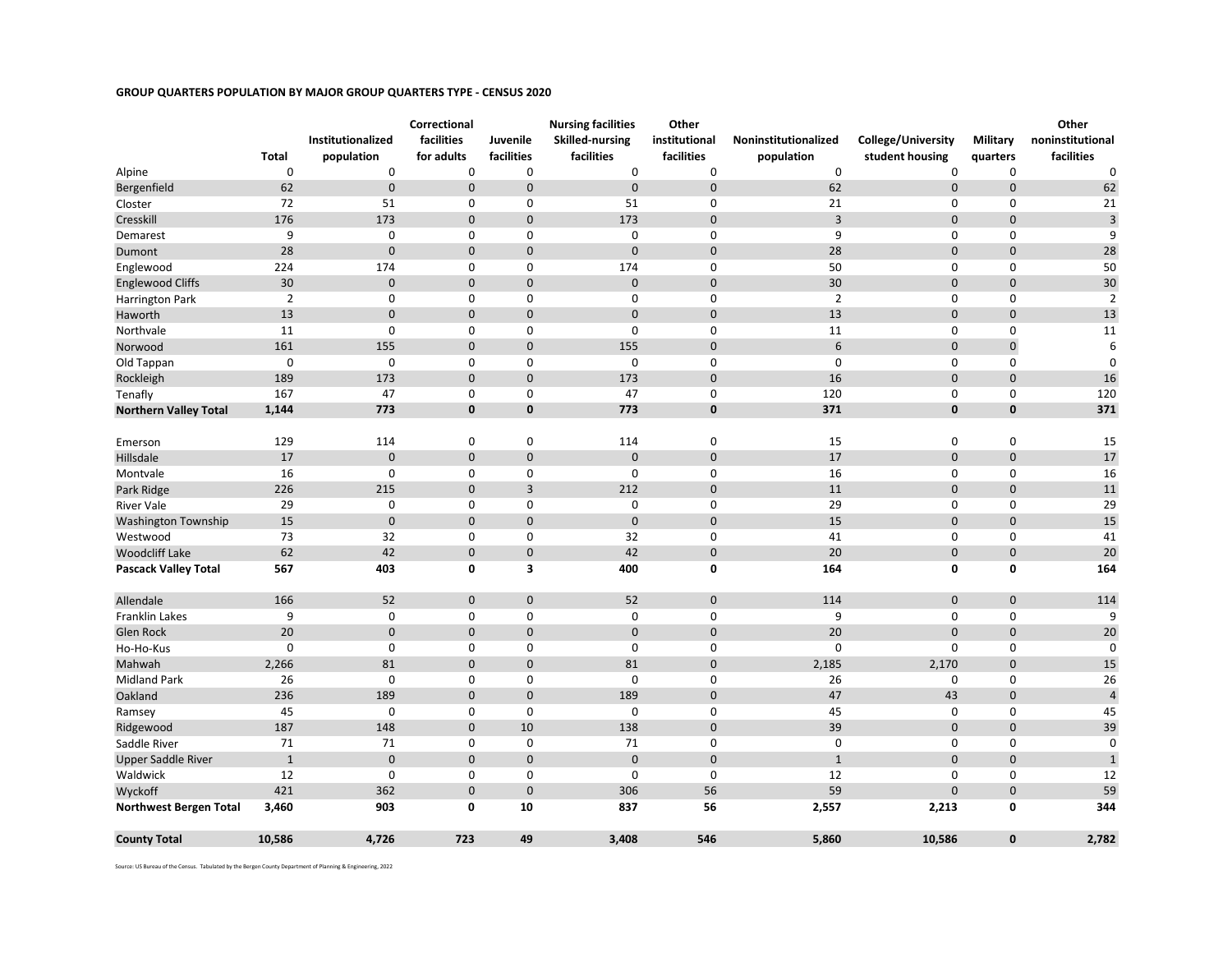**GROUP QUARTERS POPULATION BY MAJOR GROUP QUARTERS TYPE - CENSUS 2020**

| | Total | Institutionalized population | Correctional facilities for adults | Juvenile facilities | Nursing facilities Skilled-nursing facilities | Other institutional facilities | Noninstitutionalized population | College/University student housing | Military quarters | Other noninstitutional facilities |
|---|---|---|---|---|---|---|---|---|---|---|
| Alpine | 0 | 0 | 0 | 0 | 0 | 0 | 0 | 0 | 0 | 0 |
| Bergenfield | 62 | 0 | 0 | 0 | 0 | 0 | 62 | 0 | 0 | 62 |
| Closter | 72 | 51 | 0 | 0 | 51 | 0 | 21 | 0 | 0 | 21 |
| Cresskill | 176 | 173 | 0 | 0 | 173 | 0 | 3 | 0 | 0 | 3 |
| Demarest | 9 | 0 | 0 | 0 | 0 | 0 | 9 | 0 | 0 | 9 |
| Dumont | 28 | 0 | 0 | 0 | 0 | 0 | 28 | 0 | 0 | 28 |
| Englewood | 224 | 174 | 0 | 0 | 174 | 0 | 50 | 0 | 0 | 50 |
| Englewood Cliffs | 30 | 0 | 0 | 0 | 0 | 0 | 30 | 0 | 0 | 30 |
| Harrington Park | 2 | 0 | 0 | 0 | 0 | 0 | 2 | 0 | 0 | 2 |
| Haworth | 13 | 0 | 0 | 0 | 0 | 0 | 13 | 0 | 0 | 13 |
| Northvale | 11 | 0 | 0 | 0 | 0 | 0 | 11 | 0 | 0 | 11 |
| Norwood | 161 | 155 | 0 | 0 | 155 | 0 | 6 | 0 | 0 | 6 |
| Old Tappan | 0 | 0 | 0 | 0 | 0 | 0 | 0 | 0 | 0 | 0 |
| Rockleigh | 189 | 173 | 0 | 0 | 173 | 0 | 16 | 0 | 0 | 16 |
| Tenafly | 167 | 47 | 0 | 0 | 47 | 0 | 120 | 0 | 0 | 120 |
| **Northern Valley Total** | **1,144** | **773** | **0** | **0** | **773** | **0** | **371** | **0** | **0** | **371** |
| | | | | | | | | | | |
| Emerson | 129 | 114 | 0 | 0 | 114 | 0 | 15 | 0 | 0 | 15 |
| Hillsdale | 17 | 0 | 0 | 0 | 0 | 0 | 17 | 0 | 0 | 17 |
| Montvale | 16 | 0 | 0 | 0 | 0 | 0 | 16 | 0 | 0 | 16 |
| Park Ridge | 226 | 215 | 0 | 3 | 212 | 0 | 11 | 0 | 0 | 11 |
| River Vale | 29 | 0 | 0 | 0 | 0 | 0 | 29 | 0 | 0 | 29 |
| Washington Township | 15 | 0 | 0 | 0 | 0 | 0 | 15 | 0 | 0 | 15 |
| Westwood | 73 | 32 | 0 | 0 | 32 | 0 | 41 | 0 | 0 | 41 |
| Woodcliff Lake | 62 | 42 | 0 | 0 | 42 | 0 | 20 | 0 | 0 | 20 |
| **Pascack Valley Total** | **567** | **403** | **0** | **3** | **400** | **0** | **164** | **0** | **0** | **164** |
| | | | | | | | | | | |
| Allendale | 166 | 52 | 0 | 0 | 52 | 0 | 114 | 0 | 0 | 114 |
| Franklin Lakes | 9 | 0 | 0 | 0 | 0 | 0 | 9 | 0 | 0 | 9 |
| Glen Rock | 20 | 0 | 0 | 0 | 0 | 0 | 20 | 0 | 0 | 20 |
| Ho-Ho-Kus | 0 | 0 | 0 | 0 | 0 | 0 | 0 | 0 | 0 | 0 |
| Mahwah | 2,266 | 81 | 0 | 0 | 81 | 0 | 2,185 | 2,170 | 0 | 15 |
| Midland Park | 26 | 0 | 0 | 0 | 0 | 0 | 26 | 0 | 0 | 26 |
| Oakland | 236 | 189 | 0 | 0 | 189 | 0 | 47 | 43 | 0 | 4 |
| Ramsey | 45 | 0 | 0 | 0 | 0 | 0 | 45 | 0 | 0 | 45 |
| Ridgewood | 187 | 148 | 0 | 10 | 138 | 0 | 39 | 0 | 0 | 39 |
| Saddle River | 71 | 71 | 0 | 0 | 71 | 0 | 0 | 0 | 0 | 0 |
| Upper Saddle River | 1 | 0 | 0 | 0 | 0 | 0 | 1 | 0 | 0 | 1 |
| Waldwick | 12 | 0 | 0 | 0 | 0 | 0 | 12 | 0 | 0 | 12 |
| Wyckoff | 421 | 362 | 0 | 0 | 306 | 56 | 59 | 0 | 0 | 59 |
| **Northwest Bergen Total** | **3,460** | **903** | **0** | **10** | **837** | **56** | **2,557** | **2,213** | **0** | **344** |
| | | | | | | | | | | |
| **County Total** | **10,586** | **4,726** | **723** | **49** | **3,408** | **546** | **5,860** | **10,586** | **0** | **2,782** |

Source: US Bureau of the Census. Tabulated by the Bergen County Department of Planning & Engineering, 2022